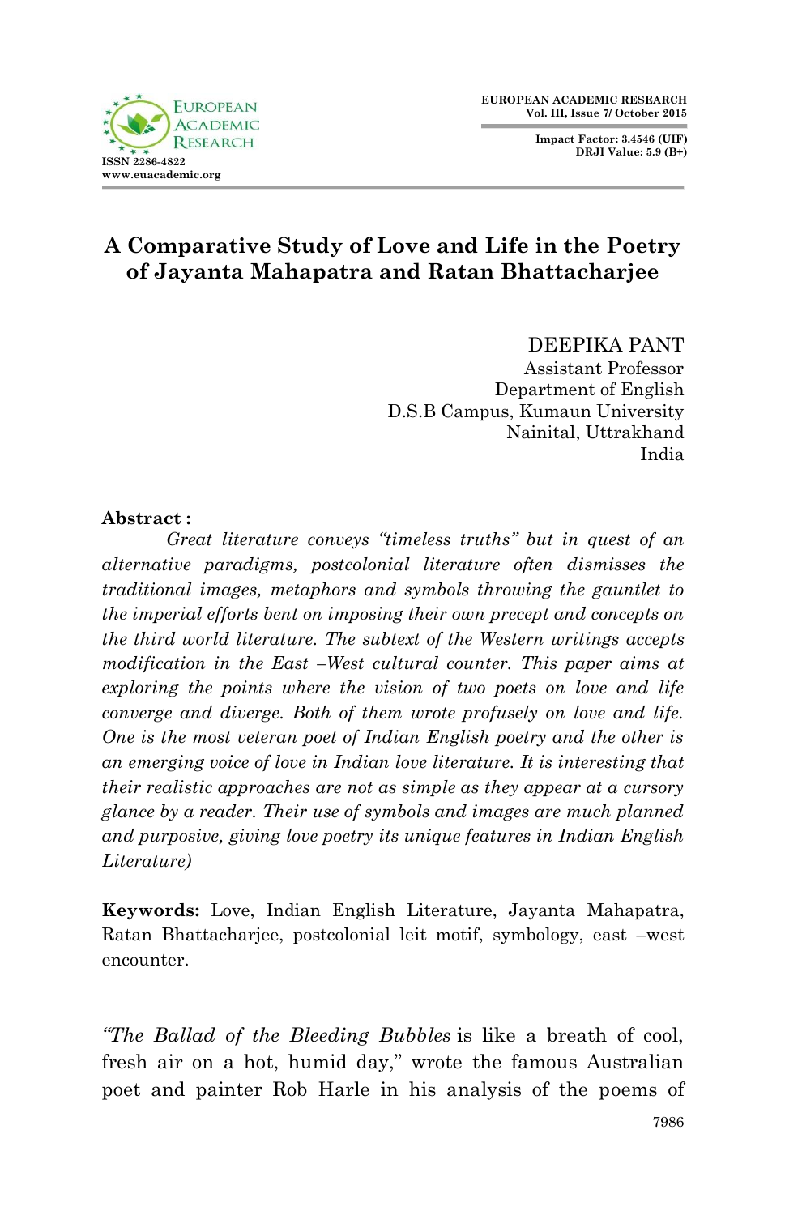# A Comparative Study of Love and Life in the Poetry of Jayanta Mahapatra and Ratan Bhattacharjee

DEEPIKA PANT
Assistant Professor
Department of English
D.S.B Campus, Kumaun University
Nainital, Uttrakhand
India

**Abstract :**

*Great literature conveys "timeless truths" but in quest of an alternative paradigms, postcolonial literature often dismisses the traditional images, metaphors and symbols throwing the gauntlet to the imperial efforts bent on imposing their own precept and concepts on the third world literature. The subtext of the Western writings accepts modification in the East –West cultural counter. This paper aims at exploring the points where the vision of two poets on love and life converge and diverge. Both of them wrote profusely on love and life. One is the most veteran poet of Indian English poetry and the other is an emerging voice of love in Indian love literature. It is interesting that their realistic approaches are not as simple as they appear at a cursory glance by a reader. Their use of symbols and images are much planned and purposive, giving love poetry its unique features in Indian English Literature)*

**Keywords:** Love, Indian English Literature, Jayanta Mahapatra, Ratan Bhattacharjee, postcolonial leit motif, symbology, east –west encounter.

"*The Ballad of the Bleeding Bubbles* is like a breath of cool, fresh air on a hot, humid day," wrote the famous Australian poet and painter Rob Harle in his analysis of the poems of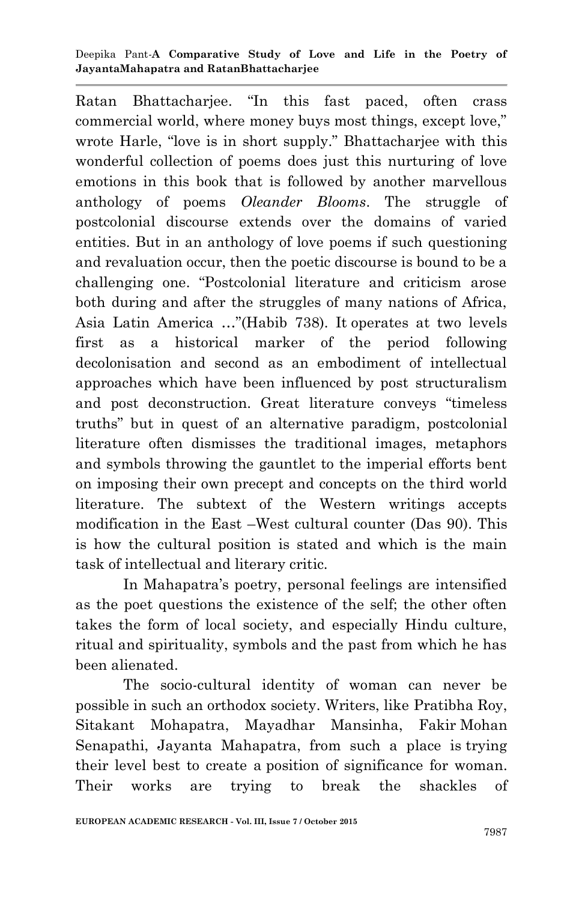Ratan Bhattacharjee. "In this fast paced, often crass commercial world, where money buys most things, except love," wrote Harle, "love is in short supply." Bhattacharjee with this wonderful collection of poems does just this nurturing of love emotions in this book that is followed by another marvellous anthology of poems *Oleander Blooms*. The struggle of postcolonial discourse extends over the domains of varied entities. But in an anthology of love poems if such questioning and revaluation occur, then the poetic discourse is bound to be a challenging one. "Postcolonial literature and criticism arose both during and after the struggles of many nations of Africa, Asia Latin America …"(Habib 738). It operates at two levels first as a historical marker of the period following decolonisation and second as an embodiment of intellectual approaches which have been influenced by post structuralism and post deconstruction. Great literature conveys "timeless truths" but in quest of an alternative paradigm, postcolonial literature often dismisses the traditional images, metaphors and symbols throwing the gauntlet to the imperial efforts bent on imposing their own precept and concepts on the third world literature. The subtext of the Western writings accepts modification in the East –West cultural counter (Das 90). This is how the cultural position is stated and which is the main task of intellectual and literary critic.

In Mahapatra's poetry, personal feelings are intensified as the poet questions the existence of the self; the other often takes the form of local society, and especially Hindu culture, ritual and spirituality, symbols and the past from which he has been alienated.

The socio-cultural identity of woman can never be possible in such an orthodox society. Writers, like Pratibha Roy, Sitakant Mohapatra, Mayadhar Mansinha, Fakir Mohan Senapathi, Jayanta Mahapatra, from such a place is trying their level best to create a position of significance for woman. Their works are trying to break the shackles of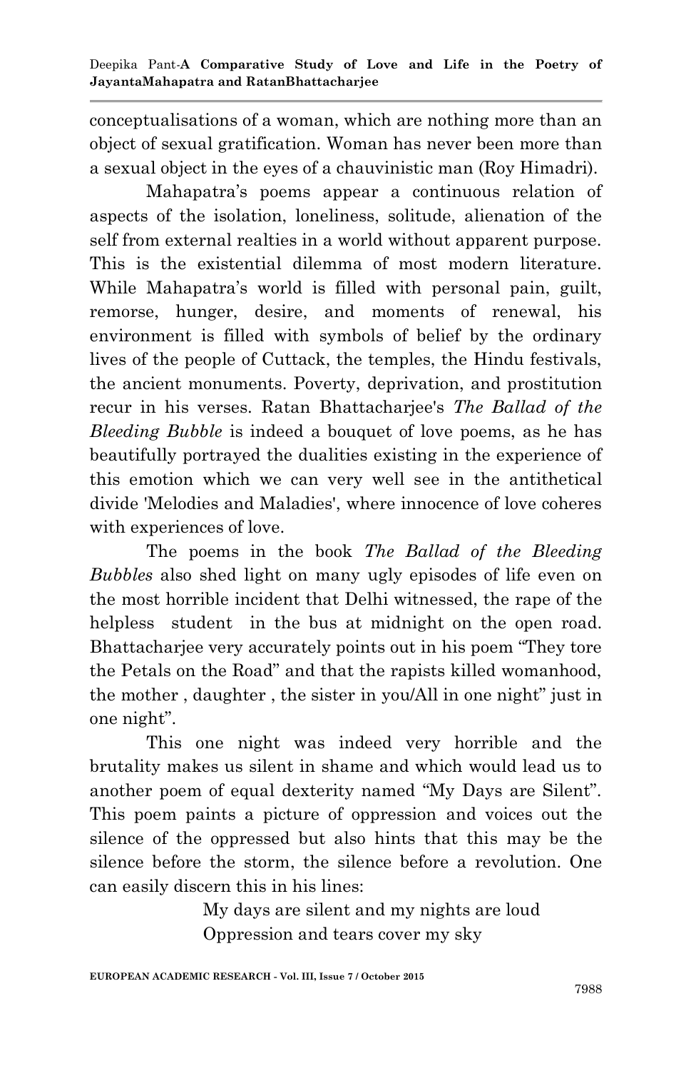conceptualisations of a woman, which are nothing more than an object of sexual gratification. Woman has never been more than a sexual object in the eyes of a chauvinistic man (Roy Himadri).

Mahapatra's poems appear a continuous relation of aspects of the isolation, loneliness, solitude, alienation of the self from external realties in a world without apparent purpose. This is the existential dilemma of most modern literature. While Mahapatra's world is filled with personal pain, guilt, remorse, hunger, desire, and moments of renewal, his environment is filled with symbols of belief by the ordinary lives of the people of Cuttack, the temples, the Hindu festivals, the ancient monuments. Poverty, deprivation, and prostitution recur in his verses. Ratan Bhattacharjee's *The Ballad of the Bleeding Bubble* is indeed a bouquet of love poems, as he has beautifully portrayed the dualities existing in the experience of this emotion which we can very well see in the antithetical divide 'Melodies and Maladies', where innocence of love coheres with experiences of love.

The poems in the book *The Ballad of the Bleeding Bubbles* also shed light on many ugly episodes of life even on the most horrible incident that Delhi witnessed, the rape of the helpless student in the bus at midnight on the open road. Bhattacharjee very accurately points out in his poem "They tore the Petals on the Road" and that the rapists killed womanhood, the mother , daughter , the sister in you/All in one night" just in one night".

This one night was indeed very horrible and the brutality makes us silent in shame and which would lead us to another poem of equal dexterity named "My Days are Silent". This poem paints a picture of oppression and voices out the silence of the oppressed but also hints that this may be the silence before the storm, the silence before a revolution. One can easily discern this in his lines:

> My days are silent and my nights are loud
> Oppression and tears cover my sky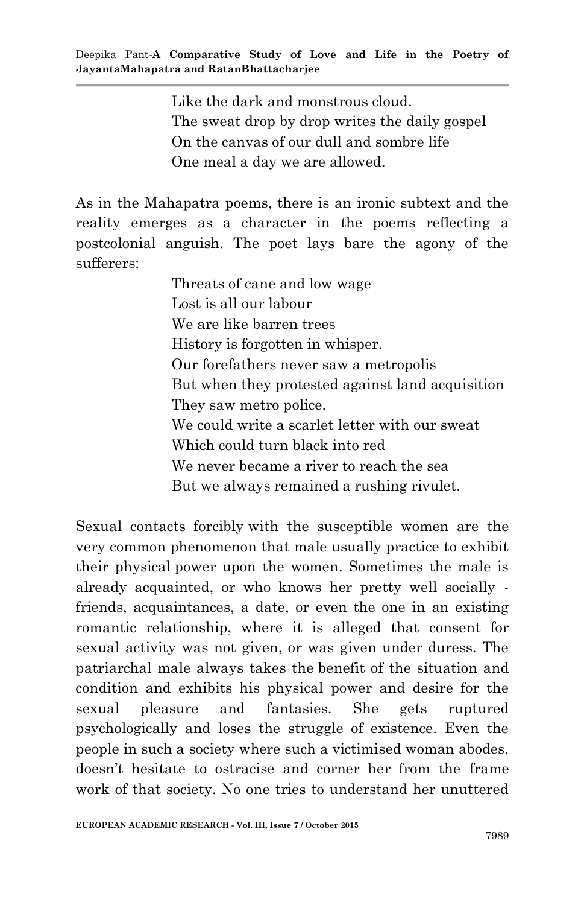Like the dark and monstrous cloud.  
The sweat drop by drop writes the daily gospel  
On the canvas of our dull and sombre life  
One meal a day we are allowed.

As in the Mahapatra poems, there is an ironic subtext and the reality emerges as a character in the poems reflecting a postcolonial anguish. The poet lays bare the agony of the sufferers:

Threats of cane and low wage  
Lost is all our labour  
We are like barren trees  
History is forgotten in whisper.  
Our forefathers never saw a metropolis  
But when they protested against land acquisition  
They saw metro police.  
We could write a scarlet letter with our sweat  
Which could turn black into red  
We never became a river to reach the sea  
But we always remained a rushing rivulet.

Sexual contacts forcibly with the susceptible women are the very common phenomenon that male usually practice to exhibit their physical power upon the women. Sometimes the male is already acquainted, or who knows her pretty well socially - friends, acquaintances, a date, or even the one in an existing romantic relationship, where it is alleged that consent for sexual activity was not given, or was given under duress. The patriarchal male always takes the benefit of the situation and condition and exhibits his physical power and desire for the sexual pleasure and fantasies. She gets ruptured psychologically and loses the struggle of existence. Even the people in such a society where such a victimised woman abodes, doesn't hesitate to ostracise and corner her from the frame work of that society. No one tries to understand her unuttered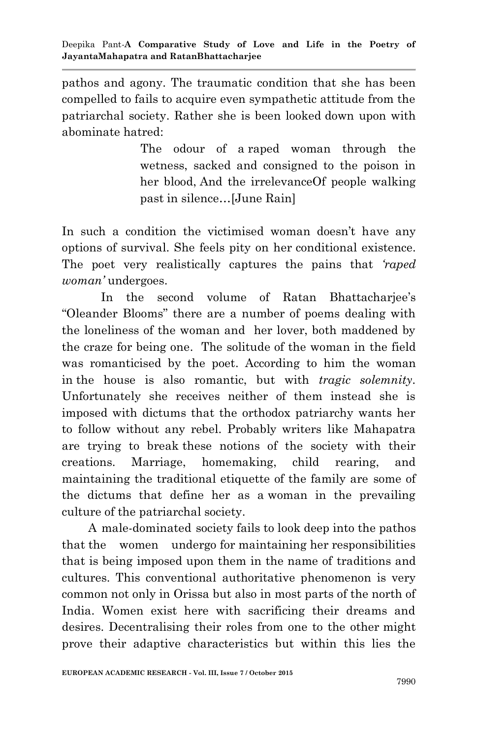pathos and agony. The traumatic condition that she has been compelled to fails to acquire even sympathetic attitude from the patriarchal society. Rather she is been looked down upon with abominate hatred:

> The odour of a raped woman through the wetness, sacked and consigned to the poison in her blood, And the irrelevanceOf people walking past in silence…[June Rain]

In such a condition the victimised woman doesn't have any options of survival. She feels pity on her conditional existence. The poet very realistically captures the pains that *'raped woman'* undergoes.

In the second volume of Ratan Bhattacharjee's "Oleander Blooms" there are a number of poems dealing with the loneliness of the woman and her lover, both maddened by the craze for being one. The solitude of the woman in the field was romanticised by the poet. According to him the woman in the house is also romantic, but with *tragic solemnity*. Unfortunately she receives neither of them instead she is imposed with dictums that the orthodox patriarchy wants her to follow without any rebel. Probably writers like Mahapatra are trying to break these notions of the society with their creations. Marriage, homemaking, child rearing, and maintaining the traditional etiquette of the family are some of the dictums that define her as a woman in the prevailing culture of the patriarchal society.

A male-dominated society fails to look deep into the pathos that the women undergo for maintaining her responsibilities that is being imposed upon them in the name of traditions and cultures. This conventional authoritative phenomenon is very common not only in Orissa but also in most parts of the north of India. Women exist here with sacrificing their dreams and desires. Decentralising their roles from one to the other might prove their adaptive characteristics but within this lies the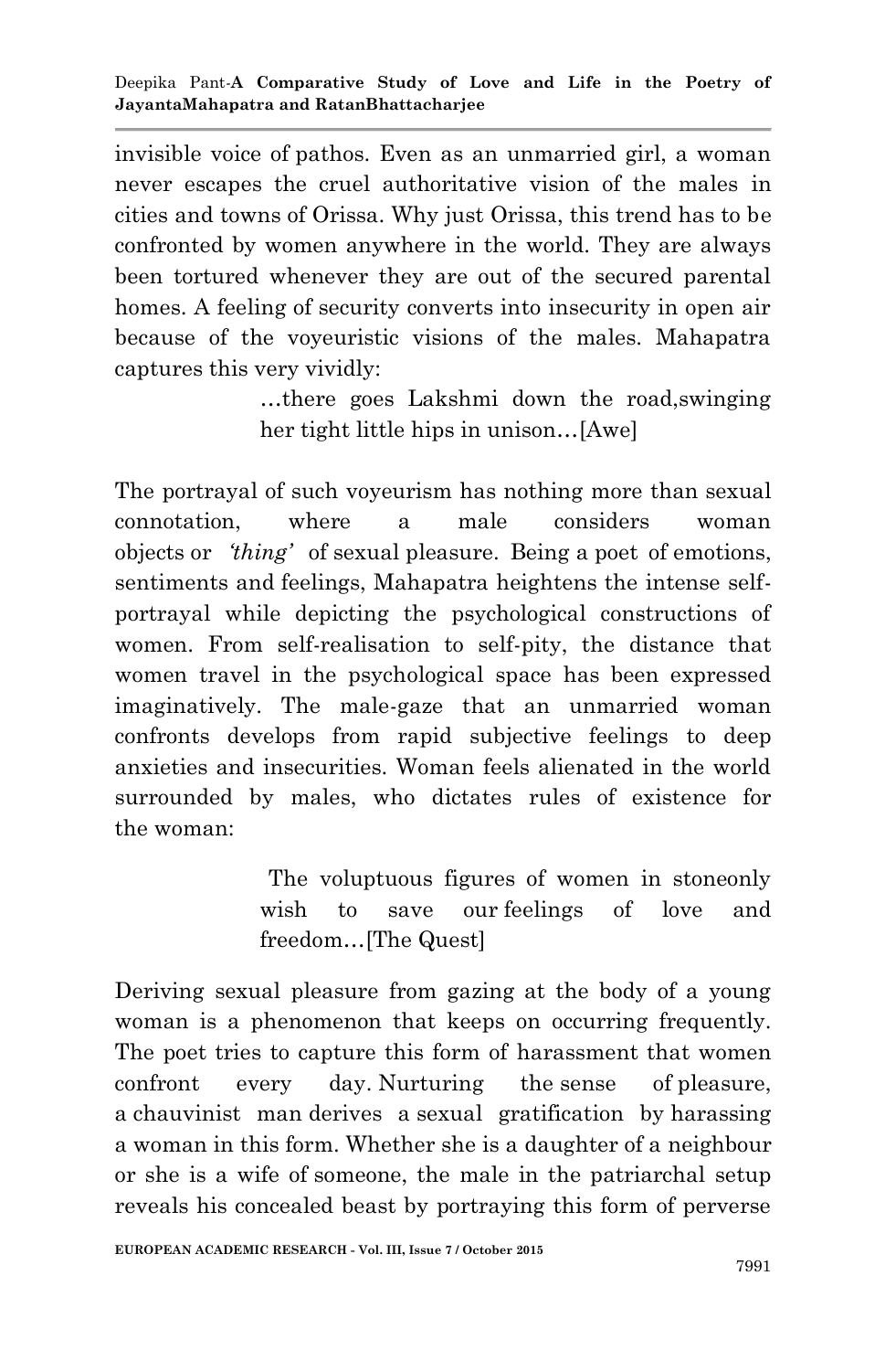invisible voice of pathos. Even as an unmarried girl, a woman never escapes the cruel authoritative vision of the males in cities and towns of Orissa. Why just Orissa, this trend has to be confronted by women anywhere in the world. They are always been tortured whenever they are out of the secured parental homes. A feeling of security converts into insecurity in open air because of the voyeuristic visions of the males. Mahapatra captures this very vividly:

> …there goes Lakshmi down the road,swinging her tight little hips in unison…[Awe]

The portrayal of such voyeurism has nothing more than sexual connotation, where a male considers woman objects or *'thing'* of sexual pleasure. Being a poet of emotions, sentiments and feelings, Mahapatra heightens the intense self-portrayal while depicting the psychological constructions of women. From self-realisation to self-pity, the distance that women travel in the psychological space has been expressed imaginatively. The male-gaze that an unmarried woman confronts develops from rapid subjective feelings to deep anxieties and insecurities. Woman feels alienated in the world surrounded by males, who dictates rules of existence for the woman:

> The voluptuous figures of women in stoneonly wish to save our feelings of love and freedom…[The Quest]

Deriving sexual pleasure from gazing at the body of a young woman is a phenomenon that keeps on occurring frequently. The poet tries to capture this form of harassment that women confront every day. Nurturing the sense of pleasure, a chauvinist man derives a sexual gratification by harassing a woman in this form. Whether she is a daughter of a neighbour or she is a wife of someone, the male in the patriarchal setup reveals his concealed beast by portraying this form of perverse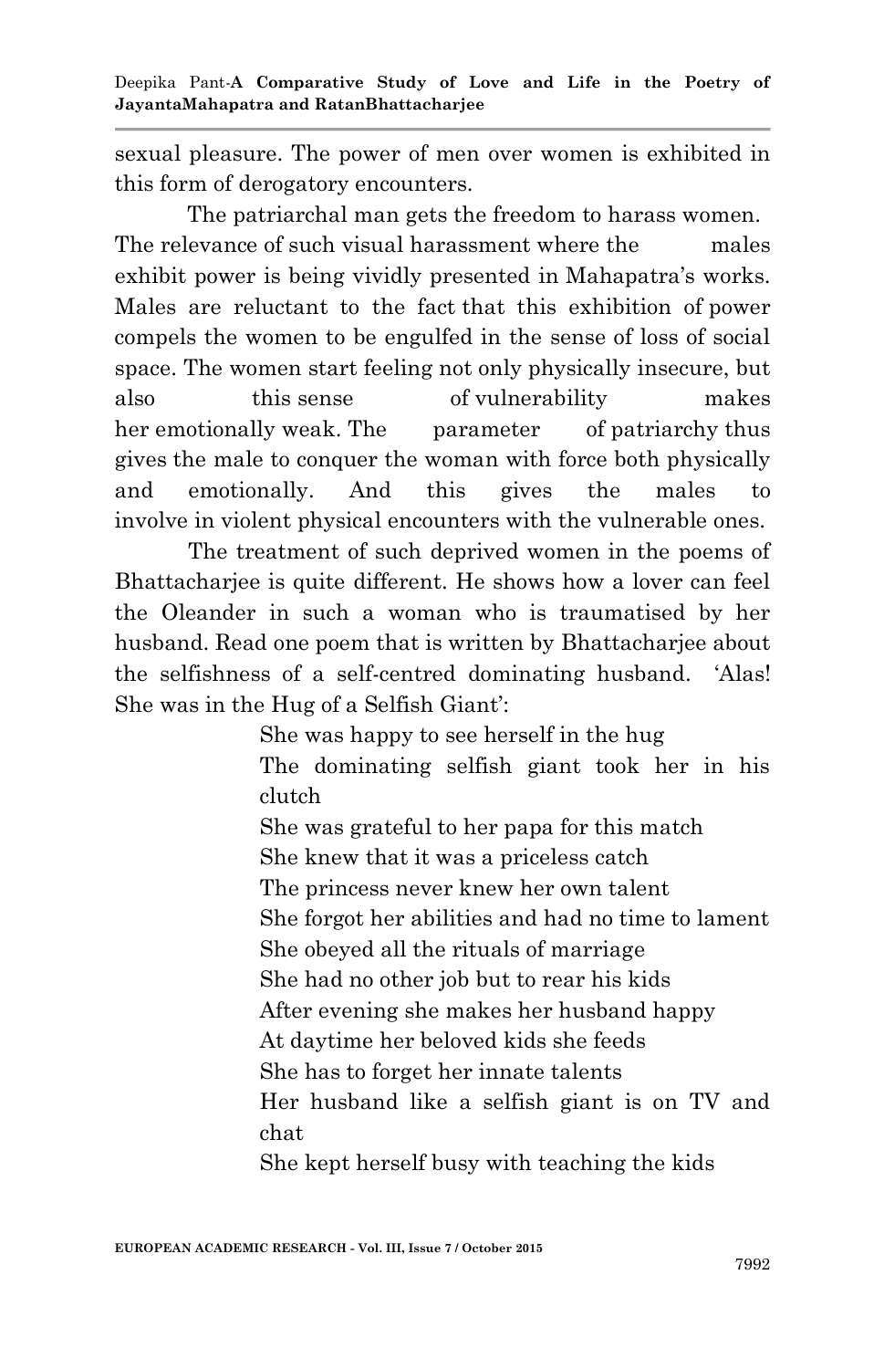sexual pleasure. The power of men over women is exhibited in this form of derogatory encounters.

The patriarchal man gets the freedom to harass women. The relevance of such visual harassment where the males exhibit power is being vividly presented in Mahapatra's works. Males are reluctant to the fact that this exhibition of power compels the women to be engulfed in the sense of loss of social space. The women start feeling not only physically insecure, but also this sense of vulnerability makes her emotionally weak. The parameter of patriarchy thus gives the male to conquer the woman with force both physically and emotionally. And this gives the males to involve in violent physical encounters with the vulnerable ones.

The treatment of such deprived women in the poems of Bhattacharjee is quite different. He shows how a lover can feel the Oleander in such a woman who is traumatised by her husband. Read one poem that is written by Bhattacharjee about the selfishness of a self-centred dominating husband. 'Alas! She was in the Hug of a Selfish Giant':

> She was happy to see herself in the hug
> The dominating selfish giant took her in his clutch
> She was grateful to her papa for this match
> She knew that it was a priceless catch
> The princess never knew her own talent
> She forgot her abilities and had no time to lament
> She obeyed all the rituals of marriage
> She had no other job but to rear his kids
> After evening she makes her husband happy
> At daytime her beloved kids she feeds
> She has to forget her innate talents
> Her husband like a selfish giant is on TV and chat
> She kept herself busy with teaching the kids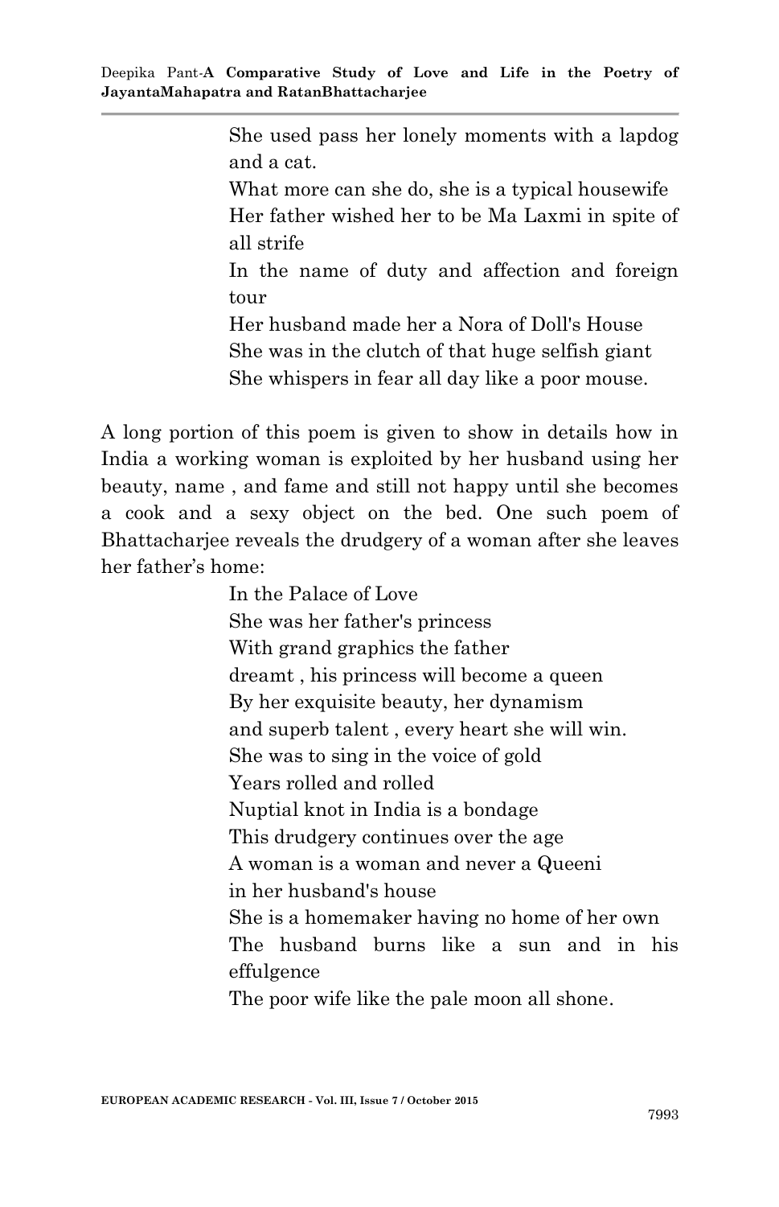> She used pass her lonely moments with a lapdog and a cat.
> What more can she do, she is a typical housewife
> Her father wished her to be Ma Laxmi in spite of all strife
> In the name of duty and affection and foreign tour
> Her husband made her a Nora of Doll's House
> She was in the clutch of that huge selfish giant
> She whispers in fear all day like a poor mouse.

A long portion of this poem is given to show in details how in India a working woman is exploited by her husband using her beauty, name , and fame and still not happy until she becomes a cook and a sexy object on the bed. One such poem of Bhattacharjee reveals the drudgery of a woman after she leaves her father's home:

> In the Palace of Love
> She was her father's princess
> With grand graphics the father
> dreamt , his princess will become a queen
> By her exquisite beauty, her dynamism
> and superb talent , every heart she will win.
> She was to sing in the voice of gold
> Years rolled and rolled
> Nuptial knot in India is a bondage
> This drudgery continues over the age
> A woman is a woman and never a Queeni
> in her husband's house
> She is a homemaker having no home of her own
> The husband burns like a sun and in his effulgence
> The poor wife like the pale moon all shone.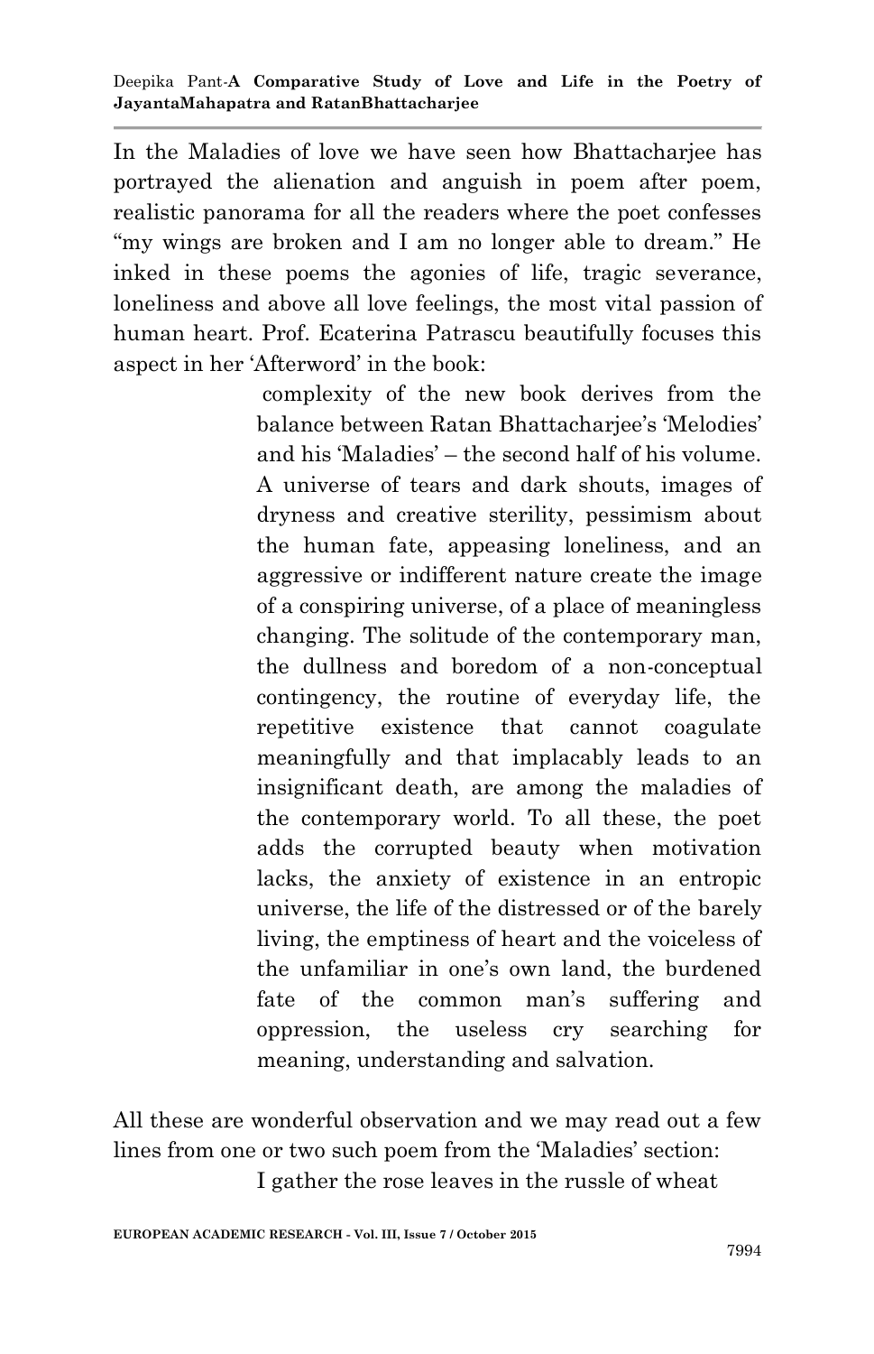In the Maladies of love we have seen how Bhattacharjee has portrayed the alienation and anguish in poem after poem, realistic panorama for all the readers where the poet confesses "my wings are broken and I am no longer able to dream." He inked in these poems the agonies of life, tragic severance, loneliness and above all love feelings, the most vital passion of human heart. Prof. Ecaterina Patrascu beautifully focuses this aspect in her 'Afterword' in the book:

> complexity of the new book derives from the balance between Ratan Bhattacharjee's 'Melodies' and his 'Maladies' – the second half of his volume. A universe of tears and dark shouts, images of dryness and creative sterility, pessimism about the human fate, appeasing loneliness, and an aggressive or indifferent nature create the image of a conspiring universe, of a place of meaningless changing. The solitude of the contemporary man, the dullness and boredom of a non-conceptual contingency, the routine of everyday life, the repetitive existence that cannot coagulate meaningfully and that implacably leads to an insignificant death, are among the maladies of the contemporary world. To all these, the poet adds the corrupted beauty when motivation lacks, the anxiety of existence in an entropic universe, the life of the distressed or of the barely living, the emptiness of heart and the voiceless of the unfamiliar in one's own land, the burdened fate of the common man's suffering and oppression, the useless cry searching for meaning, understanding and salvation.

All these are wonderful observation and we may read out a few lines from one or two such poem from the 'Maladies' section:

> I gather the rose leaves in the russle of wheat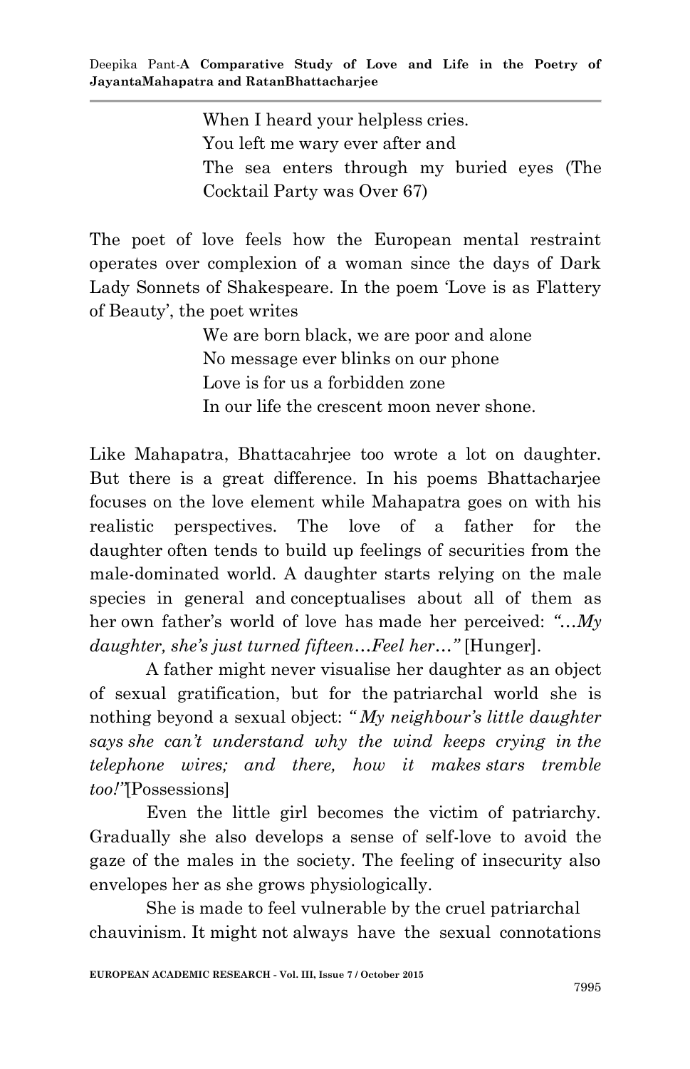When I heard your helpless cries.
You left me wary ever after and
The sea enters through my buried eyes (The Cocktail Party was Over 67)

The poet of love feels how the European mental restraint operates over complexion of a woman since the days of Dark Lady Sonnets of Shakespeare. In the poem 'Love is as Flattery of Beauty', the poet writes

We are born black, we are poor and alone
No message ever blinks on our phone
Love is for us a forbidden zone
In our life the crescent moon never shone.

Like Mahapatra, Bhattacahrjee too wrote a lot on daughter. But there is a great difference. In his poems Bhattacharjee focuses on the love element while Mahapatra goes on with his realistic perspectives. The love of a father for the daughter often tends to build up feelings of securities from the male-dominated world. A daughter starts relying on the male species in general and conceptualises about all of them as her own father's world of love has made her perceived: *"…My daughter, she's just turned fifteen…Feel her…"* [Hunger].

A father might never visualise her daughter as an object of sexual gratification, but for the patriarchal world she is nothing beyond a sexual object: *" My neighbour's little daughter says she can't understand why the wind keeps crying in the telephone wires; and there, how it makes stars tremble too!"*[Possessions]

Even the little girl becomes the victim of patriarchy. Gradually she also develops a sense of self-love to avoid the gaze of the males in the society. The feeling of insecurity also envelopes her as she grows physiologically.

She is made to feel vulnerable by the cruel patriarchal chauvinism. It might not always have the sexual connotations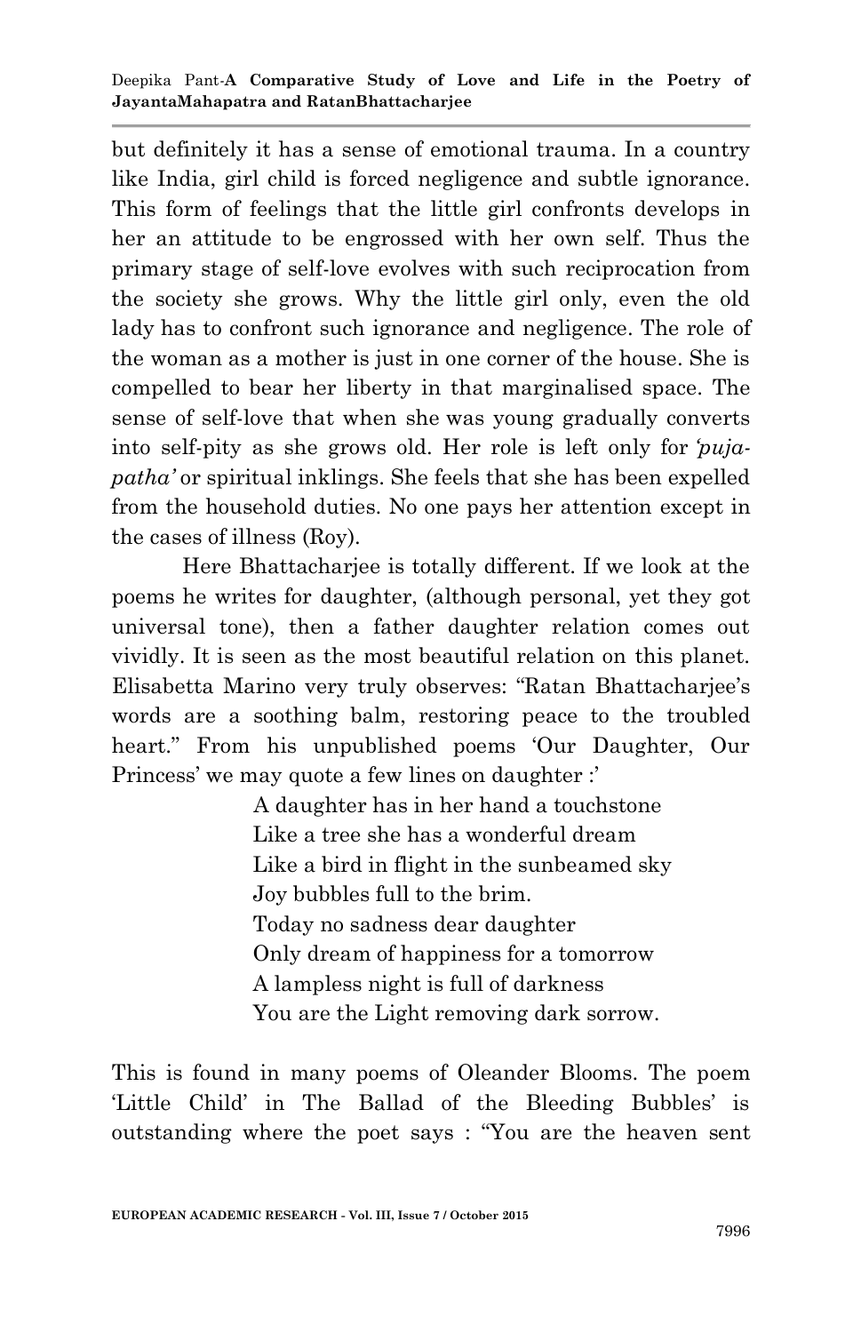but definitely it has a sense of emotional trauma. In a country like India, girl child is forced negligence and subtle ignorance. This form of feelings that the little girl confronts develops in her an attitude to be engrossed with her own self. Thus the primary stage of self-love evolves with such reciprocation from the society she grows. Why the little girl only, even the old lady has to confront such ignorance and negligence. The role of the woman as a mother is just in one corner of the house. She is compelled to bear her liberty in that marginalised space. The sense of self-love that when she was young gradually converts into self-pity as she grows old. Her role is left only for *'puja-patha'* or spiritual inklings. She feels that she has been expelled from the household duties. No one pays her attention except in the cases of illness (Roy).

Here Bhattacharjee is totally different. If we look at the poems he writes for daughter, (although personal, yet they got universal tone), then a father daughter relation comes out vividly. It is seen as the most beautiful relation on this planet. Elisabetta Marino very truly observes: "Ratan Bhattacharjee's words are a soothing balm, restoring peace to the troubled heart." From his unpublished poems 'Our Daughter, Our Princess' we may quote a few lines on daughter :'

> A daughter has in her hand a touchstone
> Like a tree she has a wonderful dream
> Like a bird in flight in the sunbeamed sky
> Joy bubbles full to the brim.
> Today no sadness dear daughter
> Only dream of happiness for a tomorrow
> A lampless night is full of darkness
> You are the Light removing dark sorrow.

This is found in many poems of Oleander Blooms. The poem 'Little Child' in The Ballad of the Bleeding Bubbles' is outstanding where the poet says : "You are the heaven sent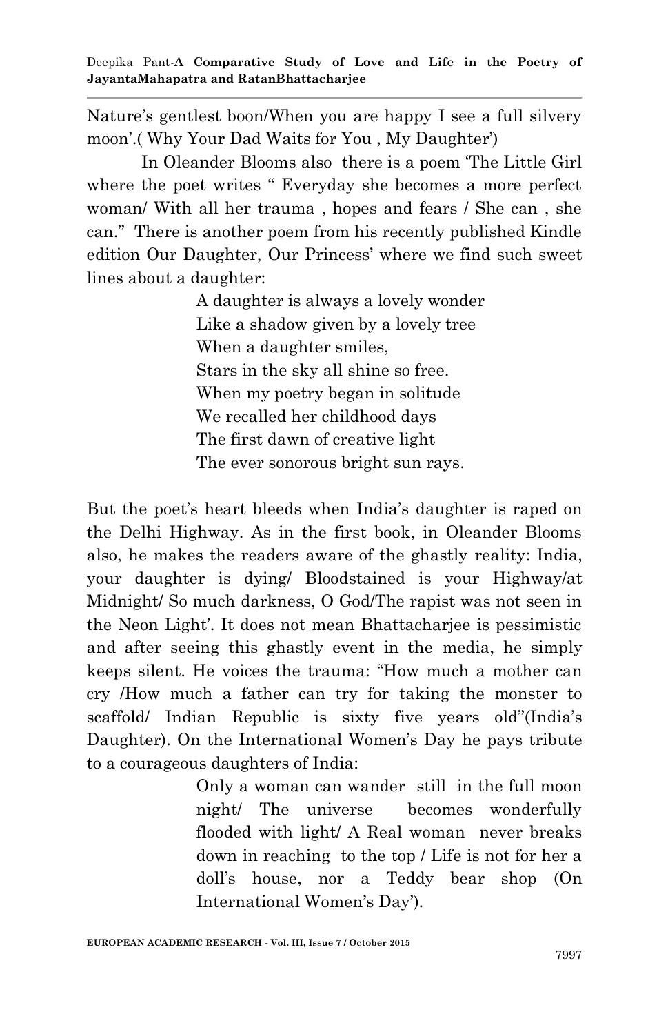Nature's gentlest boon/When you are happy I see a full silvery moon'.( Why Your Dad Waits for You , My Daughter')

In Oleander Blooms also there is a poem 'The Little Girl where the poet writes " Everyday she becomes a more perfect woman/ With all her trauma , hopes and fears / She can , she can." There is another poem from his recently published Kindle edition Our Daughter, Our Princess' where we find such sweet lines about a daughter:

> A daughter is always a lovely wonder  
> Like a shadow given by a lovely tree  
> When a daughter smiles,  
> Stars in the sky all shine so free.  
> When my poetry began in solitude  
> We recalled her childhood days  
> The first dawn of creative light  
> The ever sonorous bright sun rays.

But the poet's heart bleeds when India's daughter is raped on the Delhi Highway. As in the first book, in Oleander Blooms also, he makes the readers aware of the ghastly reality: India, your daughter is dying/ Bloodstained is your Highway/at Midnight/ So much darkness, O God/The rapist was not seen in the Neon Light'. It does not mean Bhattacharjee is pessimistic and after seeing this ghastly event in the media, he simply keeps silent. He voices the trauma: "How much a mother can cry /How much a father can try for taking the monster to scaffold/ Indian Republic is sixty five years old"(India's Daughter). On the International Women's Day he pays tribute to a courageous daughters of India:

> Only a woman can wander still in the full moon night/ The universe becomes wonderfully flooded with light/ A Real woman never breaks down in reaching to the top / Life is not for her a doll's house, nor a Teddy bear shop (On International Women's Day').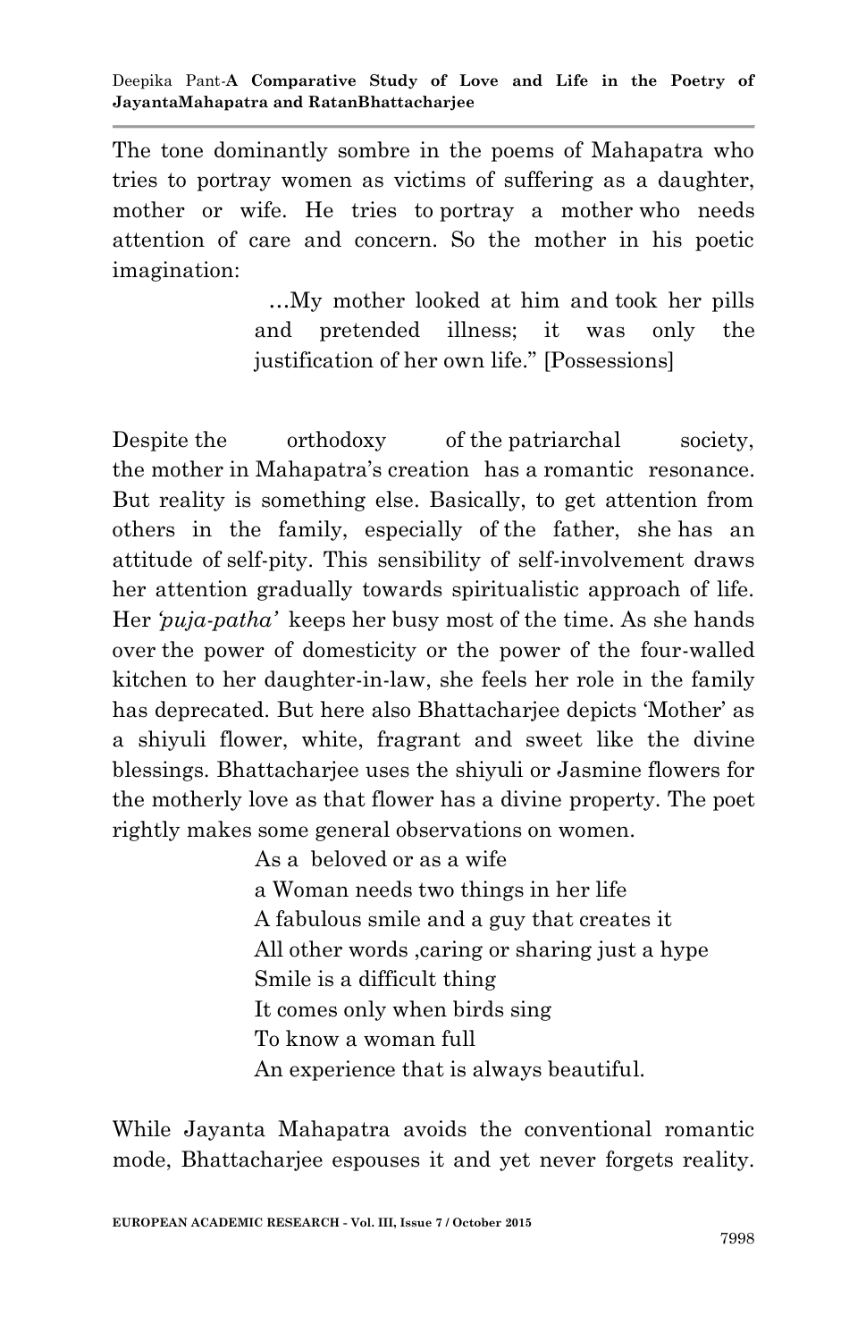The tone dominantly sombre in the poems of Mahapatra who tries to portray women as victims of suffering as a daughter, mother or wife. He tries to portray a mother who needs attention of care and concern. So the mother in his poetic imagination:

> …My mother looked at him and took her pills and pretended illness; it was only the justification of her own life." [Possessions]

Despite the orthodoxy of the patriarchal society, the mother in Mahapatra's creation has a romantic resonance. But reality is something else. Basically, to get attention from others in the family, especially of the father, she has an attitude of self-pity. This sensibility of self-involvement draws her attention gradually towards spiritualistic approach of life. Her *'puja-patha'* keeps her busy most of the time. As she hands over the power of domesticity or the power of the four-walled kitchen to her daughter-in-law, she feels her role in the family has deprecated. But here also Bhattacharjee depicts 'Mother' as a shiyuli flower, white, fragrant and sweet like the divine blessings. Bhattacharjee uses the shiyuli or Jasmine flowers for the motherly love as that flower has a divine property. The poet rightly makes some general observations on women.

> As a beloved or as a wife
> a Woman needs two things in her life
> A fabulous smile and a guy that creates it
> All other words ,caring or sharing just a hype
> Smile is a difficult thing
> It comes only when birds sing
> To know a woman full
> An experience that is always beautiful.

While Jayanta Mahapatra avoids the conventional romantic mode, Bhattacharjee espouses it and yet never forgets reality.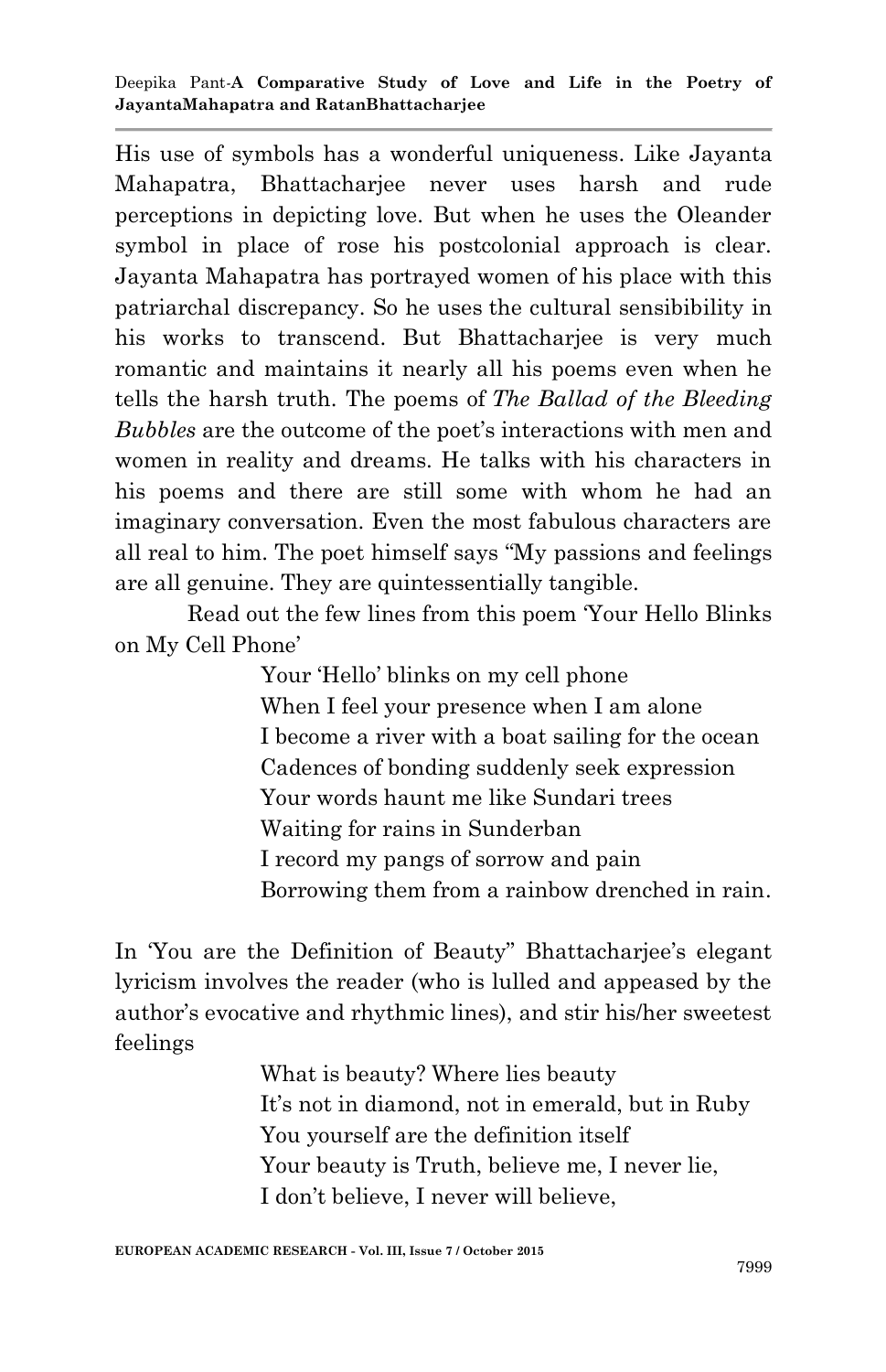His use of symbols has a wonderful uniqueness. Like Jayanta Mahapatra, Bhattacharjee never uses harsh and rude perceptions in depicting love. But when he uses the Oleander symbol in place of rose his postcolonial approach is clear. Jayanta Mahapatra has portrayed women of his place with this patriarchal discrepancy. So he uses the cultural sensibility in his works to transcend. But Bhattacharjee is very much romantic and maintains it nearly all his poems even when he tells the harsh truth. The poems of *The Ballad of the Bleeding Bubbles* are the outcome of the poet's interactions with men and women in reality and dreams. He talks with his characters in his poems and there are still some with whom he had an imaginary conversation. Even the most fabulous characters are all real to him. The poet himself says "My passions and feelings are all genuine. They are quintessentially tangible.

Read out the few lines from this poem 'Your Hello Blinks on My Cell Phone'

> Your 'Hello' blinks on my cell phone
> When I feel your presence when I am alone
> I become a river with a boat sailing for the ocean
> Cadences of bonding suddenly seek expression
> Your words haunt me like Sundari trees
> Waiting for rains in Sunderban
> I record my pangs of sorrow and pain
> Borrowing them from a rainbow drenched in rain.

In 'You are the Definition of Beauty" Bhattacharjee's elegant lyricism involves the reader (who is lulled and appeased by the author's evocative and rhythmic lines), and stir his/her sweetest feelings

> What is beauty? Where lies beauty
> It's not in diamond, not in emerald, but in Ruby
> You yourself are the definition itself
> Your beauty is Truth, believe me, I never lie,
> I don't believe, I never will believe,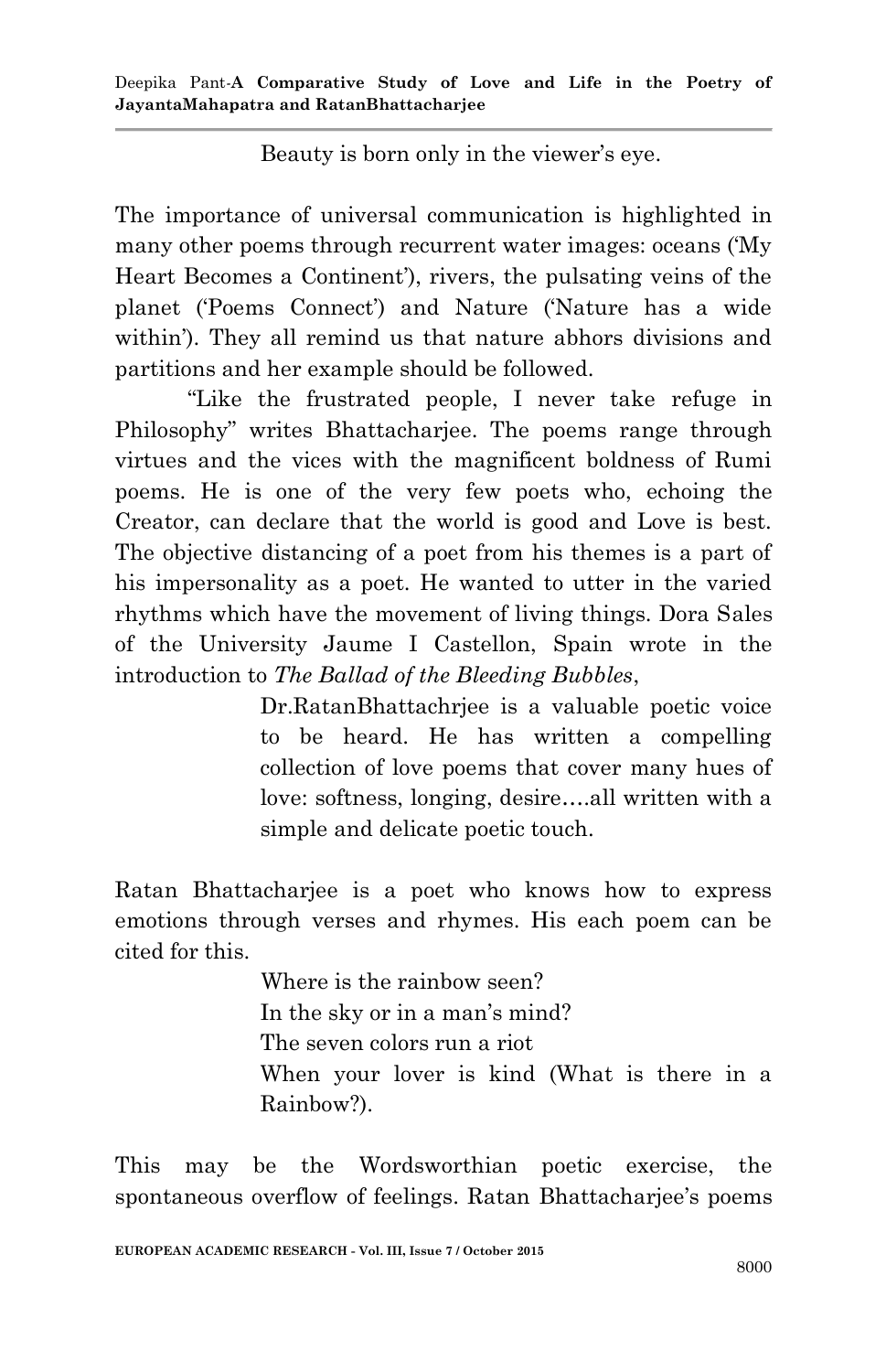> Beauty is born only in the viewer's eye.

The importance of universal communication is highlighted in many other poems through recurrent water images: oceans ('My Heart Becomes a Continent'), rivers, the pulsating veins of the planet ('Poems Connect') and Nature ('Nature has a wide within'). They all remind us that nature abhors divisions and partitions and her example should be followed.

"Like the frustrated people, I never take refuge in Philosophy" writes Bhattacharjee. The poems range through virtues and the vices with the magnificent boldness of Rumi poems. He is one of the very few poets who, echoing the Creator, can declare that the world is good and Love is best. The objective distancing of a poet from his themes is a part of his impersonality as a poet. He wanted to utter in the varied rhythms which have the movement of living things. Dora Sales of the University Jaume I Castellon, Spain wrote in the introduction to *The Ballad of the Bleeding Bubbles*,

> Dr.RatanBhattachrjee is a valuable poetic voice to be heard. He has written a compelling collection of love poems that cover many hues of love: softness, longing, desire….all written with a simple and delicate poetic touch.

Ratan Bhattacharjee is a poet who knows how to express emotions through verses and rhymes. His each poem can be cited for this.

> Where is the rainbow seen?  
> In the sky or in a man's mind?  
> The seven colors run a riot  
> When your lover is kind (What is there in a Rainbow?).

This may be the Wordsworthian poetic exercise, the spontaneous overflow of feelings. Ratan Bhattacharjee's poems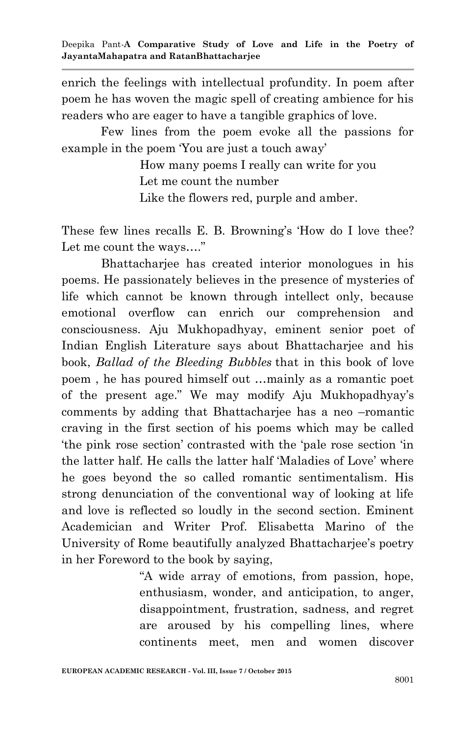enrich the feelings with intellectual profundity. In poem after poem he has woven the magic spell of creating ambience for his readers who are eager to have a tangible graphics of love.

Few lines from the poem evoke all the passions for example in the poem 'You are just a touch away'

> How many poems I really can write for you
> Let me count the number
> Like the flowers red, purple and amber.

These few lines recalls E. B. Browning's 'How do I love thee? Let me count the ways…."

Bhattacharjee has created interior monologues in his poems. He passionately believes in the presence of mysteries of life which cannot be known through intellect only, because emotional overflow can enrich our comprehension and consciousness. Aju Mukhopadhyay, eminent senior poet of Indian English Literature says about Bhattacharjee and his book, *Ballad of the Bleeding Bubbles* that in this book of love poem , he has poured himself out …mainly as a romantic poet of the present age." We may modify Aju Mukhopadhyay's comments by adding that Bhattacharjee has a neo –romantic craving in the first section of his poems which may be called 'the pink rose section' contrasted with the 'pale rose section 'in the latter half. He calls the latter half 'Maladies of Love' where he goes beyond the so called romantic sentimentalism. His strong denunciation of the conventional way of looking at life and love is reflected so loudly in the second section. Eminent Academician and Writer Prof. Elisabetta Marino of the University of Rome beautifully analyzed Bhattacharjee's poetry in her Foreword to the book by saying,

> "A wide array of emotions, from passion, hope, enthusiasm, wonder, and anticipation, to anger, disappointment, frustration, sadness, and regret are aroused by his compelling lines, where continents meet, men and women discover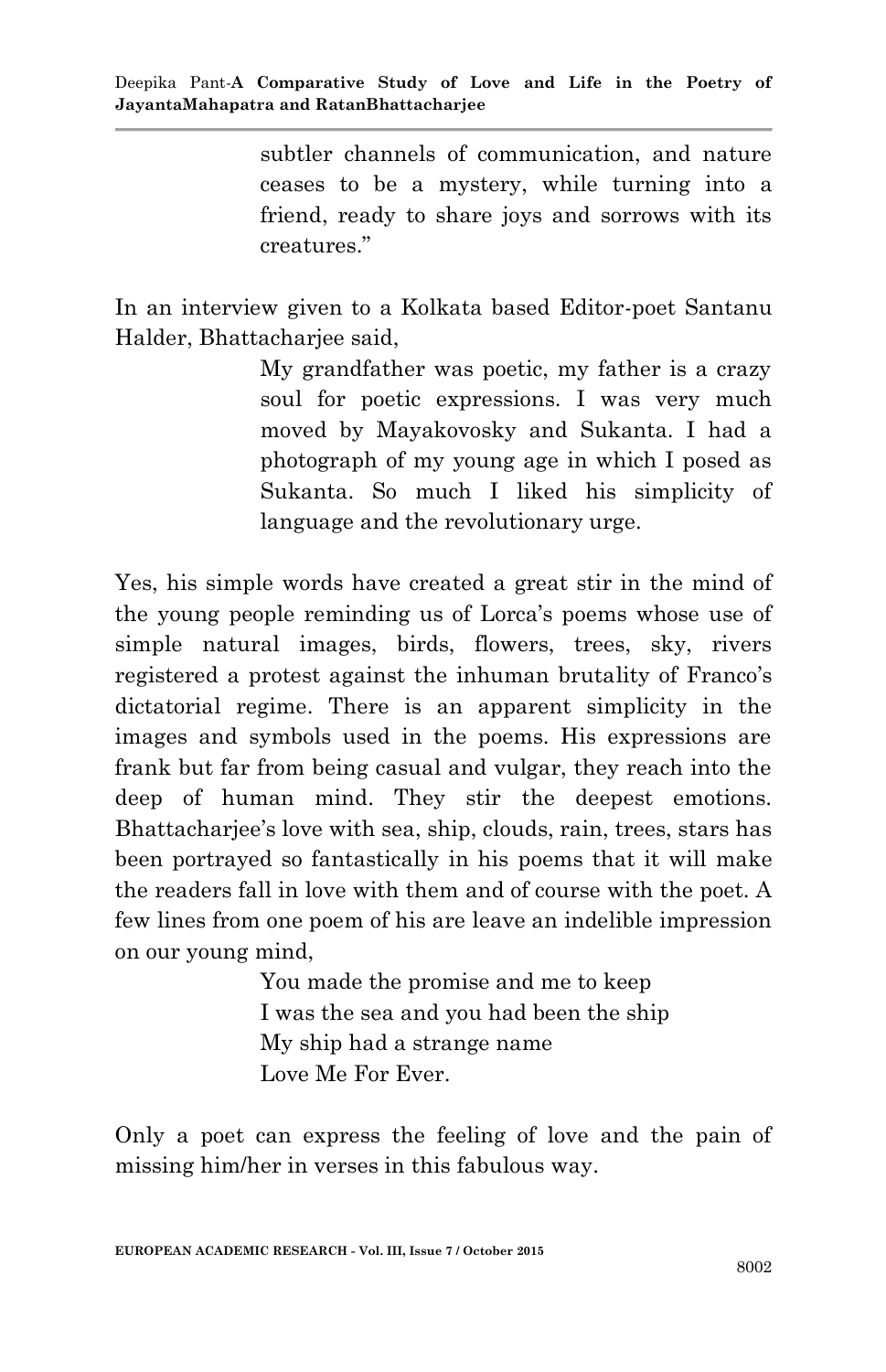> subtler channels of communication, and nature ceases to be a mystery, while turning into a friend, ready to share joys and sorrows with its creatures."

In an interview given to a Kolkata based Editor-poet Santanu Halder, Bhattacharjee said,

> My grandfather was poetic, my father is a crazy soul for poetic expressions. I was very much moved by Mayakovosky and Sukanta. I had a photograph of my young age in which I posed as Sukanta. So much I liked his simplicity of language and the revolutionary urge.

Yes, his simple words have created a great stir in the mind of the young people reminding us of Lorca's poems whose use of simple natural images, birds, flowers, trees, sky, rivers registered a protest against the inhuman brutality of Franco's dictatorial regime. There is an apparent simplicity in the images and symbols used in the poems. His expressions are frank but far from being casual and vulgar, they reach into the deep of human mind. They stir the deepest emotions. Bhattacharjee's love with sea, ship, clouds, rain, trees, stars has been portrayed so fantastically in his poems that it will make the readers fall in love with them and of course with the poet. A few lines from one poem of his are leave an indelible impression on our young mind,

> You made the promise and me to keep
> I was the sea and you had been the ship
> My ship had a strange name
> Love Me For Ever.

Only a poet can express the feeling of love and the pain of missing him/her in verses in this fabulous way.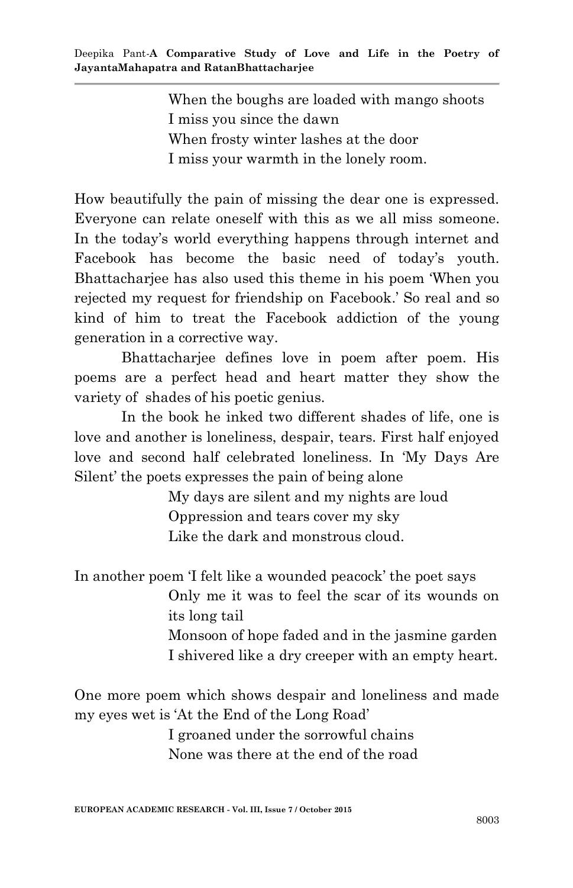> When the boughs are loaded with mango shoots
> I miss you since the dawn
> When frosty winter lashes at the door
> I miss your warmth in the lonely room.

How beautifully the pain of missing the dear one is expressed. Everyone can relate oneself with this as we all miss someone. In the today's world everything happens through internet and Facebook has become the basic need of today's youth. Bhattacharjee has also used this theme in his poem 'When you rejected my request for friendship on Facebook.' So real and so kind of him to treat the Facebook addiction of the young generation in a corrective way.

Bhattacharjee defines love in poem after poem. His poems are a perfect head and heart matter they show the variety of shades of his poetic genius.

In the book he inked two different shades of life, one is love and another is loneliness, despair, tears. First half enjoyed love and second half celebrated loneliness. In 'My Days Are Silent' the poets expresses the pain of being alone

> My days are silent and my nights are loud
> Oppression and tears cover my sky
> Like the dark and monstrous cloud.

In another poem 'I felt like a wounded peacock' the poet says

> Only me it was to feel the scar of its wounds on its long tail
> Monsoon of hope faded and in the jasmine garden
> I shivered like a dry creeper with an empty heart.

One more poem which shows despair and loneliness and made my eyes wet is 'At the End of the Long Road'

> I groaned under the sorrowful chains
> None was there at the end of the road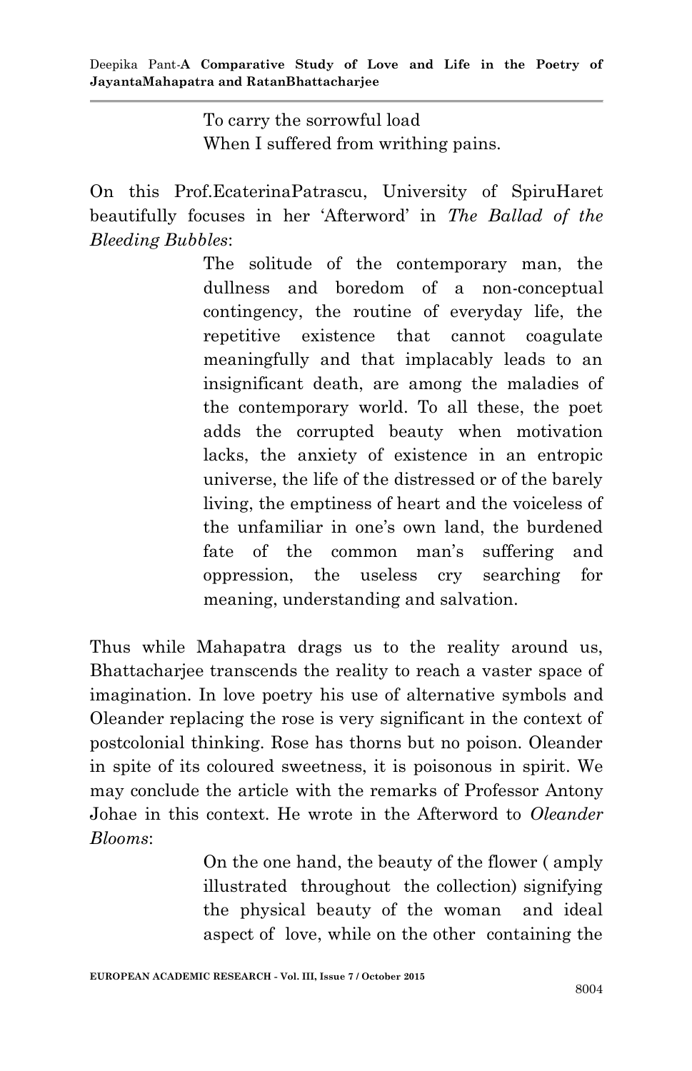> To carry the sorrowful load
> When I suffered from writhing pains.

On this Prof.EcaterinaPatrascu, University of SpiruHaret beautifully focuses in her 'Afterword' in *The Ballad of the Bleeding Bubbles*:

> The solitude of the contemporary man, the dullness and boredom of a non-conceptual contingency, the routine of everyday life, the repetitive existence that cannot coagulate meaningfully and that implacably leads to an insignificant death, are among the maladies of the contemporary world. To all these, the poet adds the corrupted beauty when motivation lacks, the anxiety of existence in an entropic universe, the life of the distressed or of the barely living, the emptiness of heart and the voiceless of the unfamiliar in one's own land, the burdened fate of the common man's suffering and oppression, the useless cry searching for meaning, understanding and salvation.

Thus while Mahapatra drags us to the reality around us, Bhattacharjee transcends the reality to reach a vaster space of imagination. In love poetry his use of alternative symbols and Oleander replacing the rose is very significant in the context of postcolonial thinking. Rose has thorns but no poison. Oleander in spite of its coloured sweetness, it is poisonous in spirit. We may conclude the article with the remarks of Professor Antony Johae in this context. He wrote in the Afterword to *Oleander Blooms*:

> On the one hand, the beauty of the flower ( amply illustrated throughout the collection) signifying the physical beauty of the woman and ideal aspect of love, while on the other containing the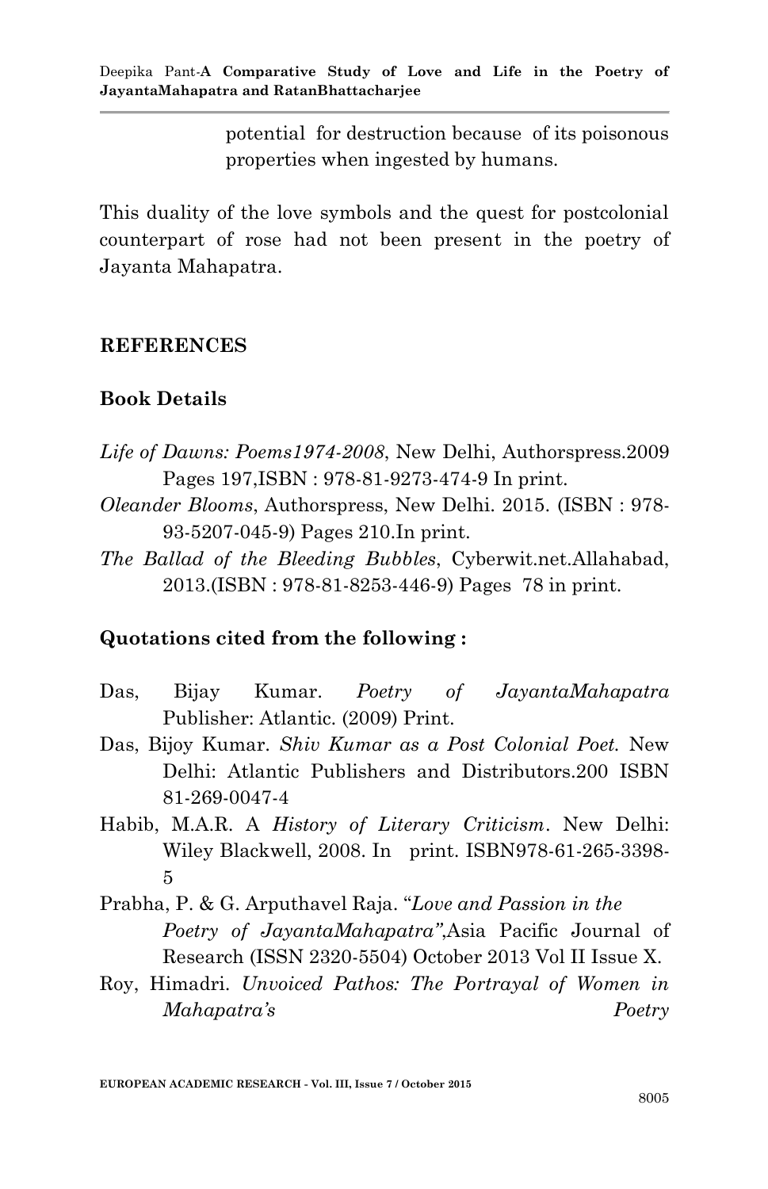potential for destruction because of its poisonous properties when ingested by humans.

This duality of the love symbols and the quest for postcolonial counterpart of rose had not been present in the poetry of Jayanta Mahapatra.

## REFERENCES

### Book Details

*Life of Dawns: Poems1974-2008*, New Delhi, Authorspress.2009 Pages 197,ISBN : 978-81-9273-474-9 In print.

*Oleander Blooms*, Authorspress, New Delhi. 2015. (ISBN : 978-93-5207-045-9) Pages 210.In print.

*The Ballad of the Bleeding Bubbles*, Cyberwit.net.Allahabad, 2013.(ISBN : 978-81-8253-446-9) Pages 78 in print.

### Quotations cited from the following :

Das, Bijay Kumar. *Poetry of JayantaMahapatra* Publisher: Atlantic. (2009) Print.

Das, Bijoy Kumar. *Shiv Kumar as a Post Colonial Poet.* New Delhi: Atlantic Publishers and Distributors.200 ISBN 81-269-0047-4

Habib, M.A.R. A *History of Literary Criticism*. New Delhi: Wiley Blackwell, 2008. In print. ISBN978-61-265-3398-5

Prabha, P. & G. Arputhavel Raja. "*Love and Passion in the Poetry of JayantaMahapatra"*,Asia Pacific Journal of Research (ISSN 2320-5504) October 2013 Vol II Issue X.

Roy, Himadri. *Unvoiced Pathos: The Portrayal of Women in Mahapatra's Poetry*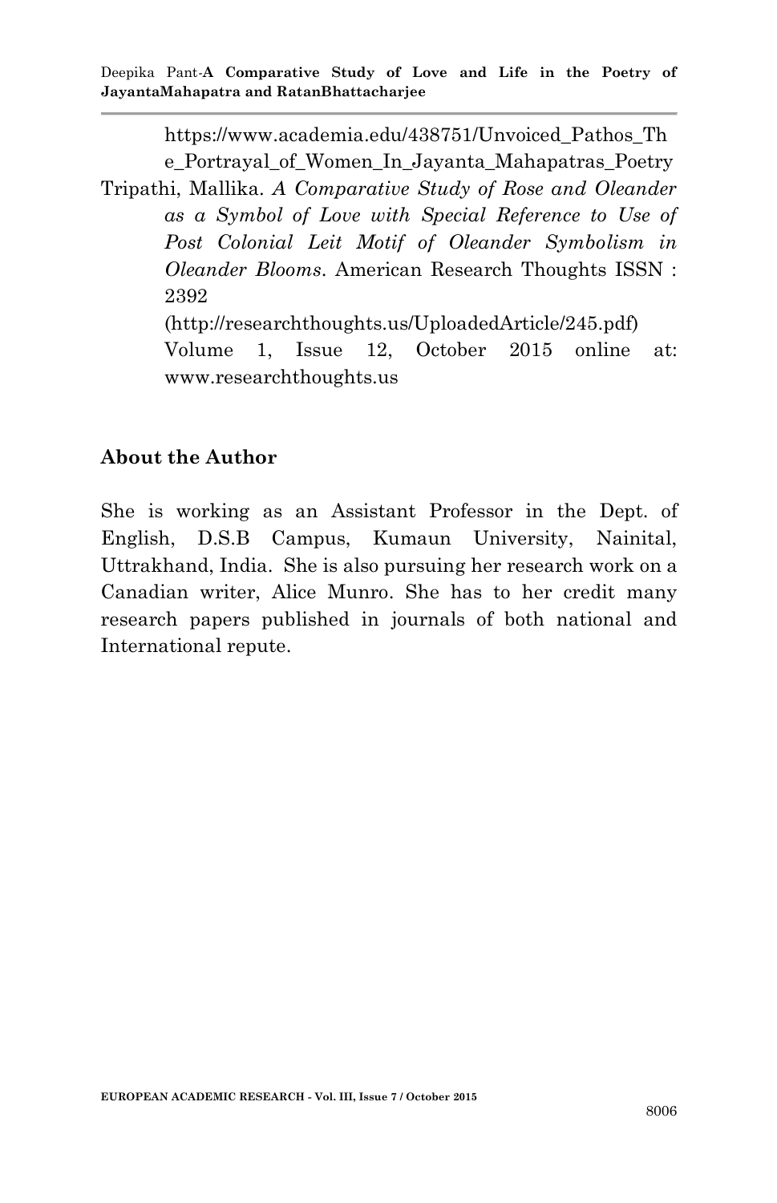https://www.academia.edu/438751/Unvoiced_Pathos_The_Portrayal_of_Women_In_Jayanta_Mahapatras_Poetry

Tripathi, Mallika. *A Comparative Study of Rose and Oleander as a Symbol of Love with Special Reference to Use of Post Colonial Leit Motif of Oleander Symbolism in Oleander Blooms*. American Research Thoughts ISSN : 2392 (http://researchthoughts.us/UploadedArticle/245.pdf) Volume 1, Issue 12, October 2015 online at: www.researchthoughts.us

## About the Author

She is working as an Assistant Professor in the Dept. of English, D.S.B Campus, Kumaun University, Nainital, Uttrakhand, India. She is also pursuing her research work on a Canadian writer, Alice Munro. She has to her credit many research papers published in journals of both national and International repute.